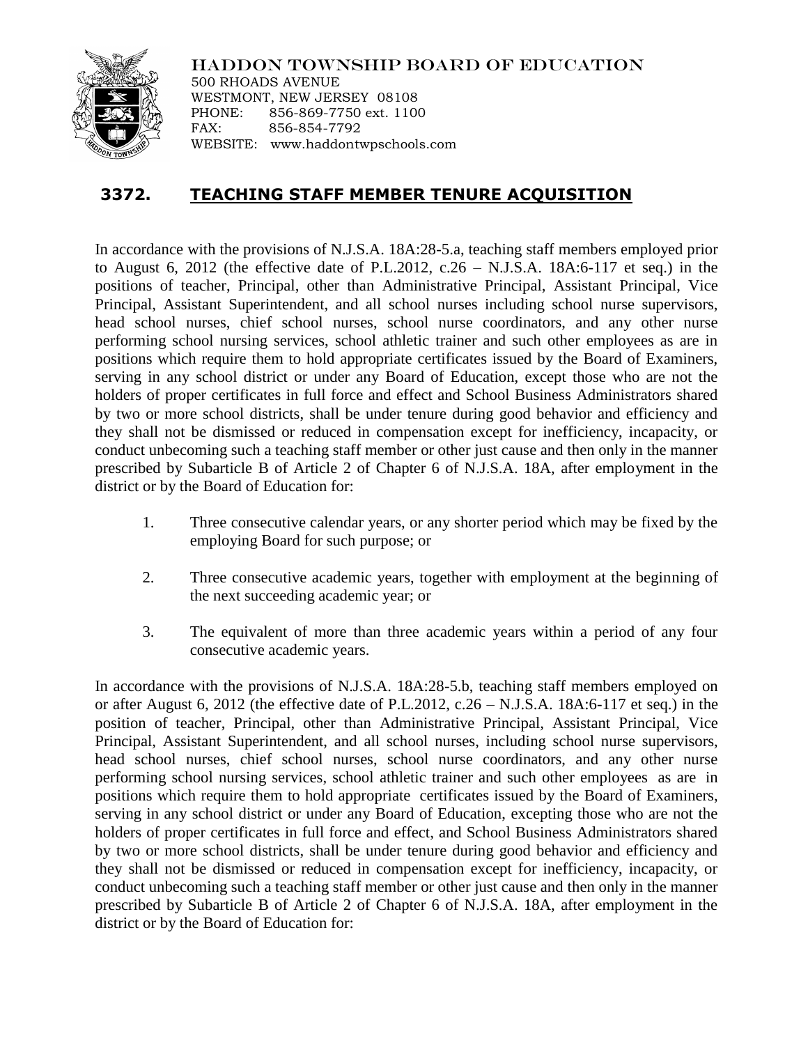HADDON TOWNSHIP BOARD OF EDUCATION
500 RHOADS AVENUE
WESTMONT, NEW JERSEY 08108
PHONE: 856-869-7750 ext. 1100
FAX: 856-854-7792
WEBSITE: www.haddontwpschools.com

# 3372. TEACHING STAFF MEMBER TENURE ACQUISITION

In accordance with the provisions of N.J.S.A. 18A:28-5.a, teaching staff members employed prior to August 6, 2012 (the effective date of P.L.2012, c.26 – N.J.S.A. 18A:6-117 et seq.) in the positions of teacher, Principal, other than Administrative Principal, Assistant Principal, Vice Principal, Assistant Superintendent, and all school nurses including school nurse supervisors, head school nurses, chief school nurses, school nurse coordinators, and any other nurse performing school nursing services, school athletic trainer and such other employees as are in positions which require them to hold appropriate certificates issued by the Board of Examiners, serving in any school district or under any Board of Education, except those who are not the holders of proper certificates in full force and effect and School Business Administrators shared by two or more school districts, shall be under tenure during good behavior and efficiency and they shall not be dismissed or reduced in compensation except for inefficiency, incapacity, or conduct unbecoming such a teaching staff member or other just cause and then only in the manner prescribed by Subarticle B of Article 2 of Chapter 6 of N.J.S.A. 18A, after employment in the district or by the Board of Education for:

1. Three consecutive calendar years, or any shorter period which may be fixed by the employing Board for such purpose; or

2. Three consecutive academic years, together with employment at the beginning of the next succeeding academic year; or

3. The equivalent of more than three academic years within a period of any four consecutive academic years.

In accordance with the provisions of N.J.S.A. 18A:28-5.b, teaching staff members employed on or after August 6, 2012 (the effective date of P.L.2012, c.26 – N.J.S.A. 18A:6-117 et seq.) in the position of teacher, Principal, other than Administrative Principal, Assistant Principal, Vice Principal, Assistant Superintendent, and all school nurses, including school nurse supervisors, head school nurses, chief school nurses, school nurse coordinators, and any other nurse performing school nursing services, school athletic trainer and such other employees as are in positions which require them to hold appropriate certificates issued by the Board of Examiners, serving in any school district or under any Board of Education, excepting those who are not the holders of proper certificates in full force and effect, and School Business Administrators shared by two or more school districts, shall be under tenure during good behavior and efficiency and they shall not be dismissed or reduced in compensation except for inefficiency, incapacity, or conduct unbecoming such a teaching staff member or other just cause and then only in the manner prescribed by Subarticle B of Article 2 of Chapter 6 of N.J.S.A. 18A, after employment in the district or by the Board of Education for: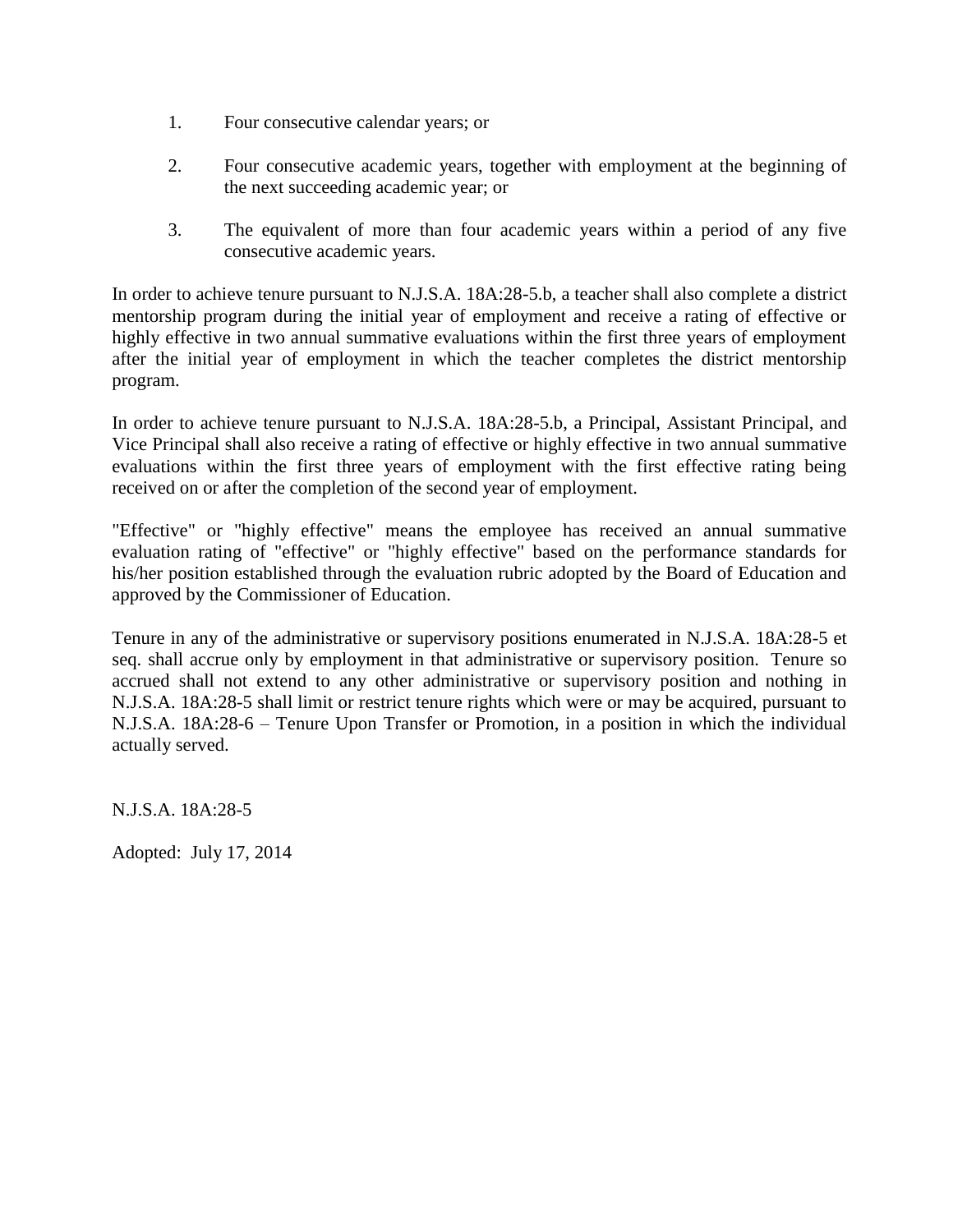1. Four consecutive calendar years; or

2. Four consecutive academic years, together with employment at the beginning of the next succeeding academic year; or

3. The equivalent of more than four academic years within a period of any five consecutive academic years.

In order to achieve tenure pursuant to N.J.S.A. 18A:28-5.b, a teacher shall also complete a district mentorship program during the initial year of employment and receive a rating of effective or highly effective in two annual summative evaluations within the first three years of employment after the initial year of employment in which the teacher completes the district mentorship program.

In order to achieve tenure pursuant to N.J.S.A. 18A:28-5.b, a Principal, Assistant Principal, and Vice Principal shall also receive a rating of effective or highly effective in two annual summative evaluations within the first three years of employment with the first effective rating being received on or after the completion of the second year of employment.

"Effective" or "highly effective" means the employee has received an annual summative evaluation rating of "effective" or "highly effective" based on the performance standards for his/her position established through the evaluation rubric adopted by the Board of Education and approved by the Commissioner of Education.

Tenure in any of the administrative or supervisory positions enumerated in N.J.S.A. 18A:28-5 et seq. shall accrue only by employment in that administrative or supervisory position. Tenure so accrued shall not extend to any other administrative or supervisory position and nothing in N.J.S.A. 18A:28-5 shall limit or restrict tenure rights which were or may be acquired, pursuant to N.J.S.A. 18A:28-6 – Tenure Upon Transfer or Promotion, in a position in which the individual actually served.

N.J.S.A. 18A:28-5

Adopted: July 17, 2014